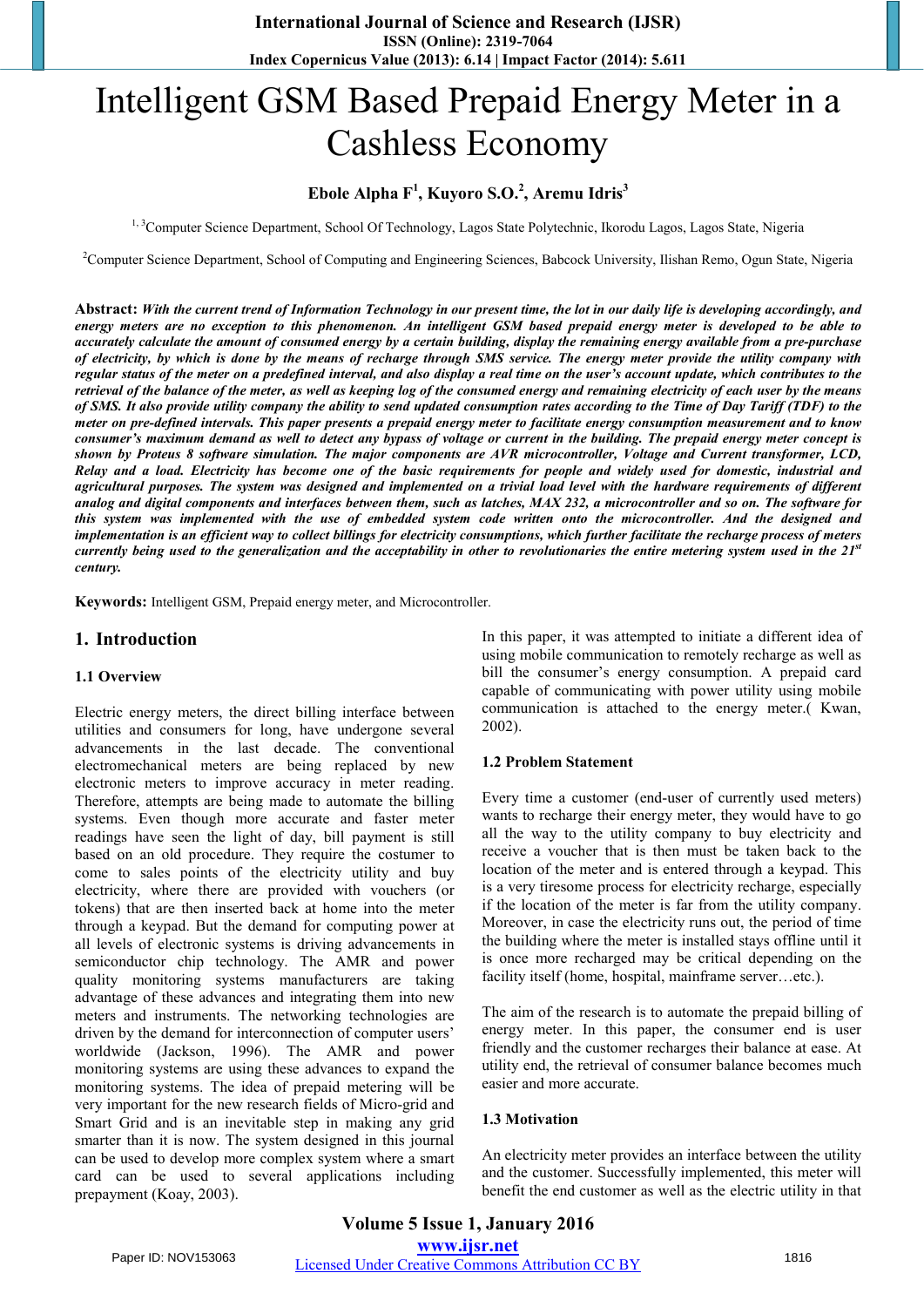# Intelligent GSM Based Prepaid Energy Meter in a Cashless Economy

**Ebole Alpha F[1], Kuyoro S.O.[2], Aremu Idris[3]**

[1, 3]Computer Science Department, School Of Technology, Lagos State Polytechnic, Ikorodu Lagos, Lagos State, Nigeria

[2]Computer Science Department, School of Computing and Engineering Sciences, Babcock University, Ilishan Remo, Ogun State, Nigeria

**Abstract:** *With the current trend of Information Technology in our present time, the lot in our daily life is developing accordingly, and energy meters are no exception to this phenomenon. An intelligent GSM based prepaid energy meter is developed to be able to accurately calculate the amount of consumed energy by a certain building, display the remaining energy available from a pre-purchase of electricity, by which is done by the means of recharge through SMS service. The energy meter provide the utility company with regular status of the meter on a predefined interval, and also display a real time on the user's account update, which contributes to the retrieval of the balance of the meter, as well as keeping log of the consumed energy and remaining electricity of each user by the means of SMS. It also provide utility company the ability to send updated consumption rates according to the Time of Day Tariff (TDF) to the meter on pre-defined intervals. This paper presents a prepaid energy meter to facilitate energy consumption measurement and to know consumer's maximum demand as well to detect any bypass of voltage or current in the building. The prepaid energy meter concept is shown by Proteus 8 software simulation. The major components are AVR microcontroller, Voltage and Current transformer, LCD, Relay and a load. Electricity has become one of the basic requirements for people and widely used for domestic, industrial and agricultural purposes. The system was designed and implemented on a trivial load level with the hardware requirements of different analog and digital components and interfaces between them, such as latches, MAX 232, a microcontroller and so on. The software for this system was implemented with the use of embedded system code written onto the microcontroller. And the designed and implementation is an efficient way to collect billings for electricity consumptions, which further facilitate the recharge process of meters currently being used to the generalization and the acceptability in other to revolutionaries the entire metering system used in the 21st century.*

**Keywords:** Intelligent GSM, Prepaid energy meter, and Microcontroller.

## 1. Introduction

### 1.1 Overview

Electric energy meters, the direct billing interface between utilities and consumers for long, have undergone several advancements in the last decade. The conventional electromechanical meters are being replaced by new electronic meters to improve accuracy in meter reading. Therefore, attempts are being made to automate the billing systems. Even though more accurate and faster meter readings have seen the light of day, bill payment is still based on an old procedure. They require the costumer to come to sales points of the electricity utility and buy electricity, where there are provided with vouchers (or tokens) that are then inserted back at home into the meter through a keypad. But the demand for computing power at all levels of electronic systems is driving advancements in semiconductor chip technology. The AMR and power quality monitoring systems manufacturers are taking advantage of these advances and integrating them into new meters and instruments. The networking technologies are driven by the demand for interconnection of computer users' worldwide (Jackson, 1996). The AMR and power monitoring systems are using these advances to expand the monitoring systems. The idea of prepaid metering will be very important for the new research fields of Micro-grid and Smart Grid and is an inevitable step in making any grid smarter than it is now. The system designed in this journal can be used to develop more complex system where a smart card can be used to several applications including prepayment (Koay, 2003).

In this paper, it was attempted to initiate a different idea of using mobile communication to remotely recharge as well as bill the consumer's energy consumption. A prepaid card capable of communicating with power utility using mobile communication is attached to the energy meter.( Kwan, 2002).

### 1.2 Problem Statement

Every time a customer (end-user of currently used meters) wants to recharge their energy meter, they would have to go all the way to the utility company to buy electricity and receive a voucher that is then must be taken back to the location of the meter and is entered through a keypad. This is a very tiresome process for electricity recharge, especially if the location of the meter is far from the utility company. Moreover, in case the electricity runs out, the period of time the building where the meter is installed stays offline until it is once more recharged may be critical depending on the facility itself (home, hospital, mainframe server…etc.).

The aim of the research is to automate the prepaid billing of energy meter. In this paper, the consumer end is user friendly and the customer recharges their balance at ease. At utility end, the retrieval of consumer balance becomes much easier and more accurate.

### 1.3 Motivation

An electricity meter provides an interface between the utility and the customer. Successfully implemented, this meter will benefit the end customer as well as the electric utility in that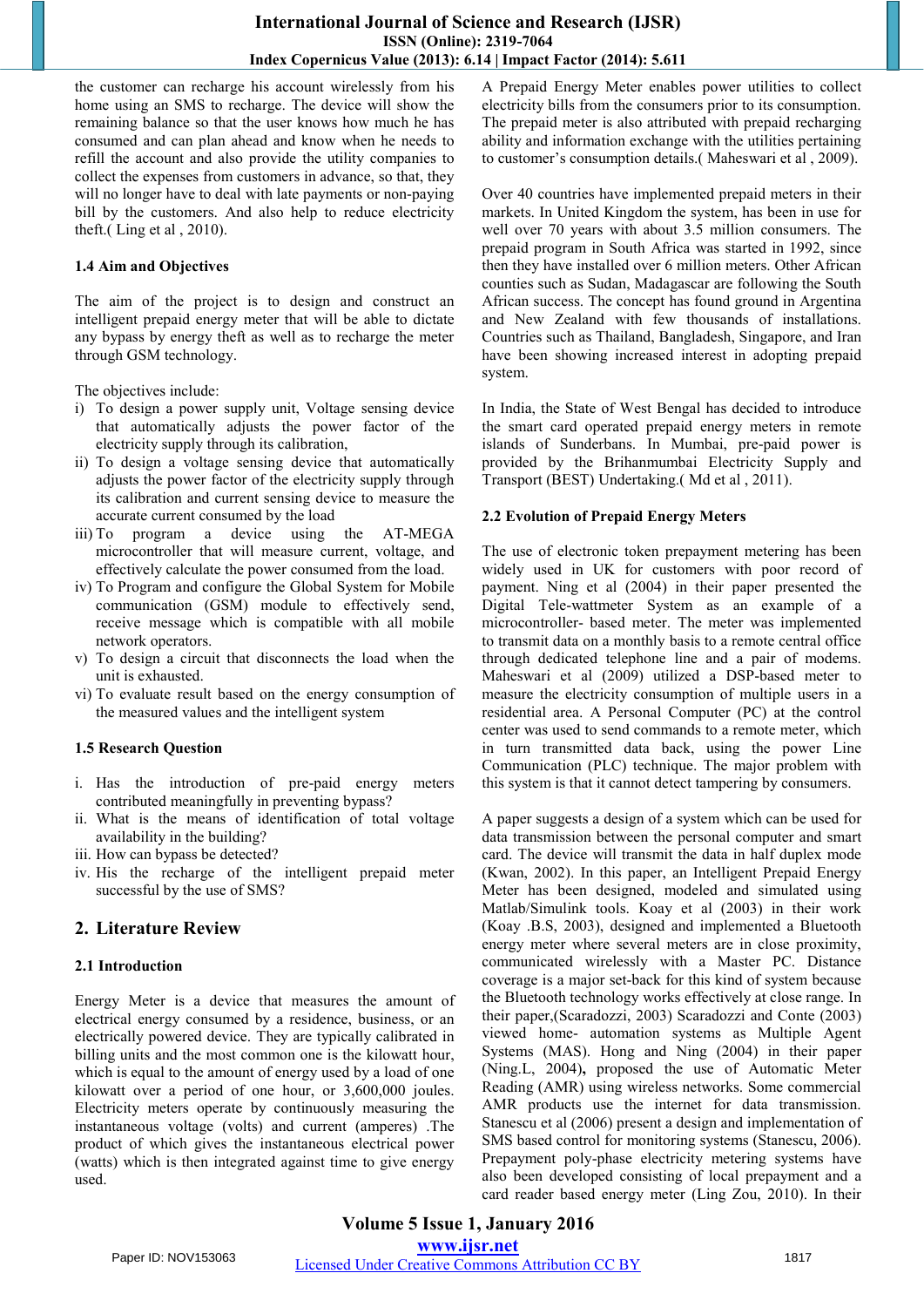the customer can recharge his account wirelessly from his home using an SMS to recharge. The device will show the remaining balance so that the user knows how much he has consumed and can plan ahead and know when he needs to refill the account and also provide the utility companies to collect the expenses from customers in advance, so that, they will no longer have to deal with late payments or non-paying bill by the customers. And also help to reduce electricity theft.( Ling et al , 2010).

### 1.4 Aim and Objectives

The aim of the project is to design and construct an intelligent prepaid energy meter that will be able to dictate any bypass by energy theft as well as to recharge the meter through GSM technology.

The objectives include:

i) To design a power supply unit, Voltage sensing device that automatically adjusts the power factor of the electricity supply through its calibration,
ii) To design a voltage sensing device that automatically adjusts the power factor of the electricity supply through its calibration and current sensing device to measure the accurate current consumed by the load
iii) To program a device using the AT-MEGA microcontroller that will measure current, voltage, and effectively calculate the power consumed from the load.
iv) To Program and configure the Global System for Mobile communication (GSM) module to effectively send, receive message which is compatible with all mobile network operators.
v) To design a circuit that disconnects the load when the unit is exhausted.
vi) To evaluate result based on the energy consumption of the measured values and the intelligent system

### 1.5 Research Question

i. Has the introduction of pre-paid energy meters contributed meaningfully in preventing bypass?
ii. What is the means of identification of total voltage availability in the building?
iii. How can bypass be detected?
iv. His the recharge of the intelligent prepaid meter successful by the use of SMS?

## 2. Literature Review

### 2.1 Introduction

Energy Meter is a device that measures the amount of electrical energy consumed by a residence, business, or an electrically powered device. They are typically calibrated in billing units and the most common one is the kilowatt hour, which is equal to the amount of energy used by a load of one kilowatt over a period of one hour, or 3,600,000 joules. Electricity meters operate by continuously measuring the instantaneous voltage (volts) and current (amperes) .The product of which gives the instantaneous electrical power (watts) which is then integrated against time to give energy used.

A Prepaid Energy Meter enables power utilities to collect electricity bills from the consumers prior to its consumption. The prepaid meter is also attributed with prepaid recharging ability and information exchange with the utilities pertaining to customer's consumption details.( Maheswari et al , 2009).

Over 40 countries have implemented prepaid meters in their markets. In United Kingdom the system, has been in use for well over 70 years with about 3.5 million consumers. The prepaid program in South Africa was started in 1992, since then they have installed over 6 million meters. Other African counties such as Sudan, Madagascar are following the South African success. The concept has found ground in Argentina and New Zealand with few thousands of installations. Countries such as Thailand, Bangladesh, Singapore, and Iran have been showing increased interest in adopting prepaid system.

In India, the State of West Bengal has decided to introduce the smart card operated prepaid energy meters in remote islands of Sunderbans. In Mumbai, pre-paid power is provided by the Brihanmumbai Electricity Supply and Transport (BEST) Undertaking.( Md et al , 2011).

### 2.2 Evolution of Prepaid Energy Meters

The use of electronic token prepayment metering has been widely used in UK for customers with poor record of payment. Ning et al (2004) in their paper presented the Digital Tele-wattmeter System as an example of a microcontroller- based meter. The meter was implemented to transmit data on a monthly basis to a remote central office through dedicated telephone line and a pair of modems. Maheswari et al (2009) utilized a DSP-based meter to measure the electricity consumption of multiple users in a residential area. A Personal Computer (PC) at the control center was used to send commands to a remote meter, which in turn transmitted data back, using the power Line Communication (PLC) technique. The major problem with this system is that it cannot detect tampering by consumers.

A paper suggests a design of a system which can be used for data transmission between the personal computer and smart card. The device will transmit the data in half duplex mode (Kwan, 2002). In this paper, an Intelligent Prepaid Energy Meter has been designed, modeled and simulated using Matlab/Simulink tools. Koay et al (2003) in their work (Koay .B.S, 2003), designed and implemented a Bluetooth energy meter where several meters are in close proximity, communicated wirelessly with a Master PC. Distance coverage is a major set-back for this kind of system because the Bluetooth technology works effectively at close range. In their paper,(Scaradozzi, 2003) Scaradozzi and Conte (2003) viewed home- automation systems as Multiple Agent Systems (MAS). Hong and Ning (2004) in their paper (Ning.L, 2004), proposed the use of Automatic Meter Reading (AMR) using wireless networks. Some commercial AMR products use the internet for data transmission. Stanescu et al (2006) present a design and implementation of SMS based control for monitoring systems (Stanescu, 2006). Prepayment poly-phase electricity metering systems have also been developed consisting of local prepayment and a card reader based energy meter (Ling Zou, 2010). In their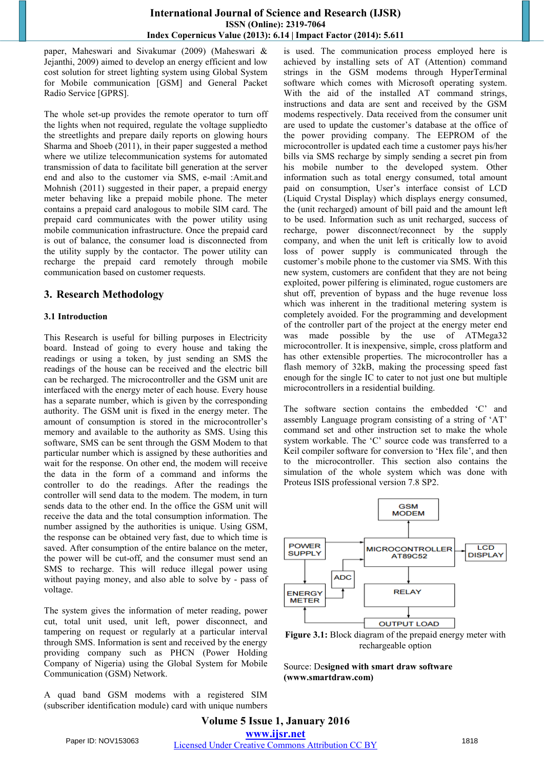paper, Maheswari and Sivakumar (2009) (Maheswari & Jejanthi, 2009) aimed to develop an energy efficient and low cost solution for street lighting system using Global System for Mobile communication [GSM] and General Packet Radio Service [GPRS].

The whole set-up provides the remote operator to turn off the lights when not required, regulate the voltage suppliedto the streetlights and prepare daily reports on glowing hours Sharma and Shoeb (2011), in their paper suggested a method where we utilize telecommunication systems for automated transmission of data to facilitate bill generation at the server end and also to the customer via SMS, e-mail :Amit.and Mohnish (2011) suggested in their paper, a prepaid energy meter behaving like a prepaid mobile phone. The meter contains a prepaid card analogous to mobile SIM card. The prepaid card communicates with the power utility using mobile communication infrastructure. Once the prepaid card is out of balance, the consumer load is disconnected from the utility supply by the contactor. The power utility can recharge the prepaid card remotely through mobile communication based on customer requests.

## 3. Research Methodology

### 3.1 Introduction

This Research is useful for billing purposes in Electricity board. Instead of going to every house and taking the readings or using a token, by just sending an SMS the readings of the house can be received and the electric bill can be recharged. The microcontroller and the GSM unit are interfaced with the energy meter of each house. Every house has a separate number, which is given by the corresponding authority. The GSM unit is fixed in the energy meter. The amount of consumption is stored in the microcontroller's memory and available to the authority as SMS. Using this software, SMS can be sent through the GSM Modem to that particular number which is assigned by these authorities and wait for the response. On other end, the modem will receive the data in the form of a command and informs the controller to do the readings. After the readings the controller will send data to the modem. The modem, in turn sends data to the other end. In the office the GSM unit will receive the data and the total consumption information. The number assigned by the authorities is unique. Using GSM, the response can be obtained very fast, due to which time is saved. After consumption of the entire balance on the meter, the power will be cut-off, and the consumer must send an SMS to recharge. This will reduce illegal power using without paying money, and also able to solve by - pass of voltage.

The system gives the information of meter reading, power cut, total unit used, unit left, power disconnect, and tampering on request or regularly at a particular interval through SMS. Information is sent and received by the energy providing company such as PHCN (Power Holding Company of Nigeria) using the Global System for Mobile Communication (GSM) Network.

A quad band GSM modems with a registered SIM (subscriber identification module) card with unique numbers is used. The communication process employed here is achieved by installing sets of AT (Attention) command strings in the GSM modems through HyperTerminal software which comes with Microsoft operating system. With the aid of the installed AT command strings, instructions and data are sent and received by the GSM modems respectively. Data received from the consumer unit are used to update the customer's database at the office of the power providing company. The EEPROM of the microcontroller is updated each time a customer pays his/her bills via SMS recharge by simply sending a secret pin from his mobile number to the developed system. Other information such as total energy consumed, total amount paid on consumption, User's interface consist of LCD (Liquid Crystal Display) which displays energy consumed, the (unit recharged) amount of bill paid and the amount left to be used. Information such as unit recharged, success of recharge, power disconnect/reconnect by the supply company, and when the unit left is critically low to avoid loss of power supply is communicated through the customer's mobile phone to the customer via SMS. With this new system, customers are confident that they are not being exploited, power pilfering is eliminated, rogue customers are shut off, prevention of bypass and the huge revenue loss which was inherent in the traditional metering system is completely avoided. For the programming and development of the controller part of the project at the energy meter end was made possible by the use of ATMega32 microcontroller. It is inexpensive, simple, cross platform and has other extensible properties. The microcontroller has a flash memory of 32kB, making the processing speed fast enough for the single IC to cater to not just one but multiple microcontrollers in a residential building.

The software section contains the embedded 'C' and assembly Language program consisting of a string of 'AT' command set and other instruction set to make the whole system workable. The 'C' source code was transferred to a Keil compiler software for conversion to 'Hex file', and then to the microcontroller. This section also contains the simulation of the whole system which was done with Proteus ISIS professional version 7.8 SP2.

GSM MODEM

POWER SUPPLY — MICROCONTROLLER AT89C52 — LCD DISPLAY

ADC

ENERGY METER — RELAY

OUTPUT LOAD

**Figure 3.1:** Block diagram of the prepaid energy meter with rechargeable option

Source: De**signed with smart draw software (www.smartdraw.com)**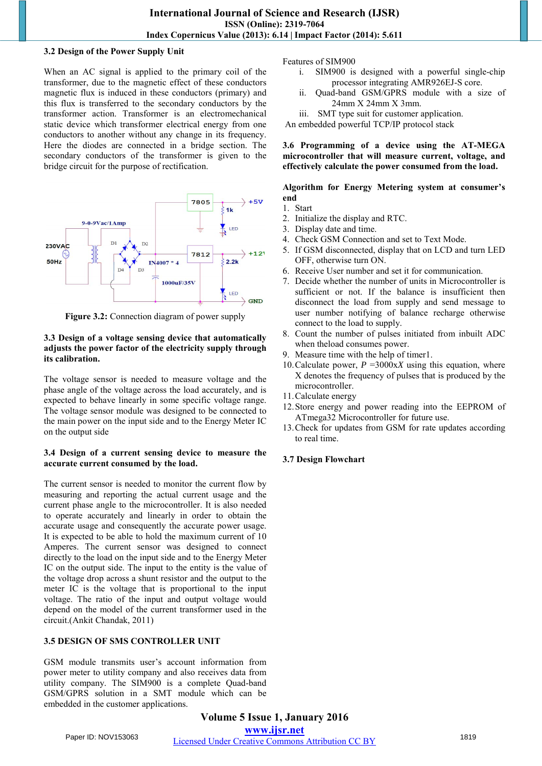### 3.2 Design of the Power Supply Unit

When an AC signal is applied to the primary coil of the transformer, due to the magnetic effect of these conductors magnetic flux is induced in these conductors (primary) and this flux is transferred to the secondary conductors by the transformer action. Transformer is an electromechanical static device which transformer electrical energy from one conductors to another without any change in its frequency. Here the diodes are connected in a bridge section. The secondary conductors of the transformer is given to the bridge circuit for the purpose of rectification.

**Figure 3.2:** Connection diagram of power supply

### 3.3 Design of a voltage sensing device that automatically adjusts the power factor of the electricity supply through its calibration.

The voltage sensor is needed to measure voltage and the phase angle of the voltage across the load accurately, and is expected to behave linearly in some specific voltage range. The voltage sensor module was designed to be connected to the main power on the input side and to the Energy Meter IC on the output side

### 3.4 Design of a current sensing device to measure the accurate current consumed by the load.

The current sensor is needed to monitor the current flow by measuring and reporting the actual current usage and the current phase angle to the microcontroller. It is also needed to operate accurately and linearly in order to obtain the accurate usage and consequently the accurate power usage. It is expected to be able to hold the maximum current of 10 Amperes. The current sensor was designed to connect directly to the load on the input side and to the Energy Meter IC on the output side. The input to the entity is the value of the voltage drop across a shunt resistor and the output to the meter IC is the voltage that is proportional to the input voltage. The ratio of the input and output voltage would depend on the model of the current transformer used in the circuit.(Ankit Chandak, 2011)

### 3.5 DESIGN OF SMS CONTROLLER UNIT

GSM module transmits user's account information from power meter to utility company and also receives data from utility company. The SIM900 is a complete Quad-band GSM/GPRS solution in a SMT module which can be embedded in the customer applications.

Features of SIM900

i. SIM900 is designed with a powerful single-chip processor integrating AMR926EJ-S core.
ii. Quad-band GSM/GPRS module with a size of 24mm X 24mm X 3mm.
iii. SMT type suit for customer application.

An embedded powerful TCP/IP protocol stack

### 3.6 Programming of a device using the AT-MEGA microcontroller that will measure current, voltage, and effectively calculate the power consumed from the load.

**Algorithm for Energy Metering system at consumer's end**

1. Start
2. Initialize the display and RTC.
3. Display date and time.
4. Check GSM Connection and set to Text Mode.
5. If GSM disconnected, display that on LCD and turn LED OFF, otherwise turn ON.
6. Receive User number and set it for communication.
7. Decide whether the number of units in Microcontroller is sufficient or not. If the balance is insufficient then disconnect the load from supply and send message to user number notifying of balance recharge otherwise connect to the load to supply.
8. Count the number of pulses initiated from inbuilt ADC when theload consumes power.
9. Measure time with the help of timer1.
10. Calculate power, $P = 3000 \times X$ using this equation, where X denotes the frequency of pulses that is produced by the microcontroller.
11. Calculate energy
12. Store energy and power reading into the EEPROM of ATmega32 Microcontroller for future use.
13. Check for updates from GSM for rate updates according to real time.

### 3.7 Design Flowchart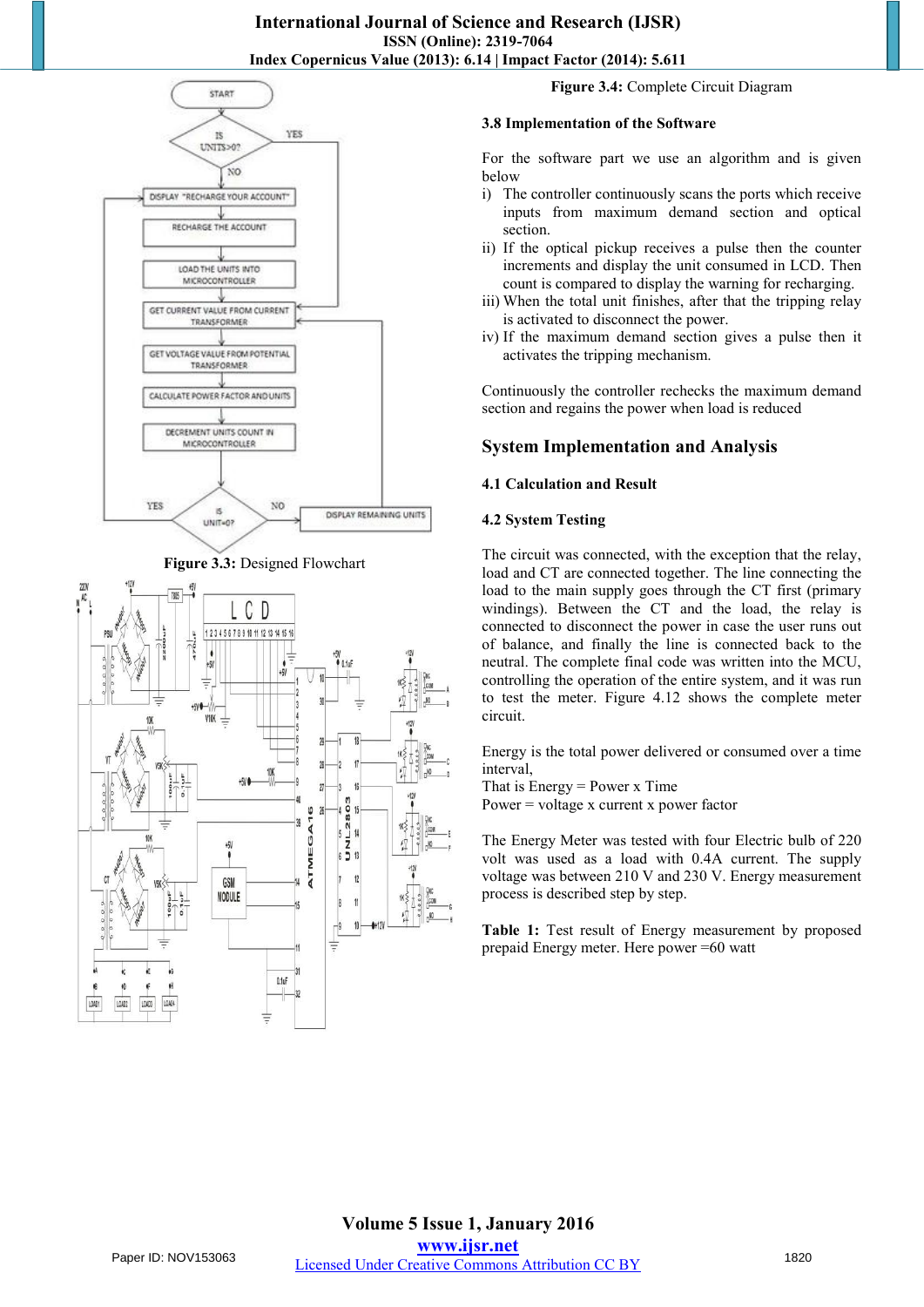Figure 3.3: Designed Flowchart

Figure 3.4: Complete Circuit Diagram

**3.8 Implementation of the Software**

For the software part we use an algorithm and is given below

i) The controller continuously scans the ports which receive inputs from maximum demand section and optical section.
ii) If the optical pickup receives a pulse then the counter increments and display the unit consumed in LCD. Then count is compared to display the warning for recharging.
iii) When the total unit finishes, after that the tripping relay is activated to disconnect the power.
iv) If the maximum demand section gives a pulse then it activates the tripping mechanism.

Continuously the controller rechecks the maximum demand section and regains the power when load is reduced

## System Implementation and Analysis

### 4.1 Calculation and Result

### 4.2 System Testing

The circuit was connected, with the exception that the relay, load and CT are connected together. The line connecting the load to the main supply goes through the CT first (primary windings). Between the CT and the load, the relay is connected to disconnect the power in case the user runs out of balance, and finally the line is connected back to the neutral. The complete final code was written into the MCU, controlling the operation of the entire system, and it was run to test the meter. Figure 4.12 shows the complete meter circuit.

Energy is the total power delivered or consumed over a time interval,
That is Energy = Power x Time
Power = voltage x current x power factor

The Energy Meter was tested with four Electric bulb of 220 volt was used as a load with 0.4A current. The supply voltage was between 210 V and 230 V. Energy measurement process is described step by step.

**Table 1:** Test result of Energy measurement by proposed prepaid Energy meter. Here power =60 watt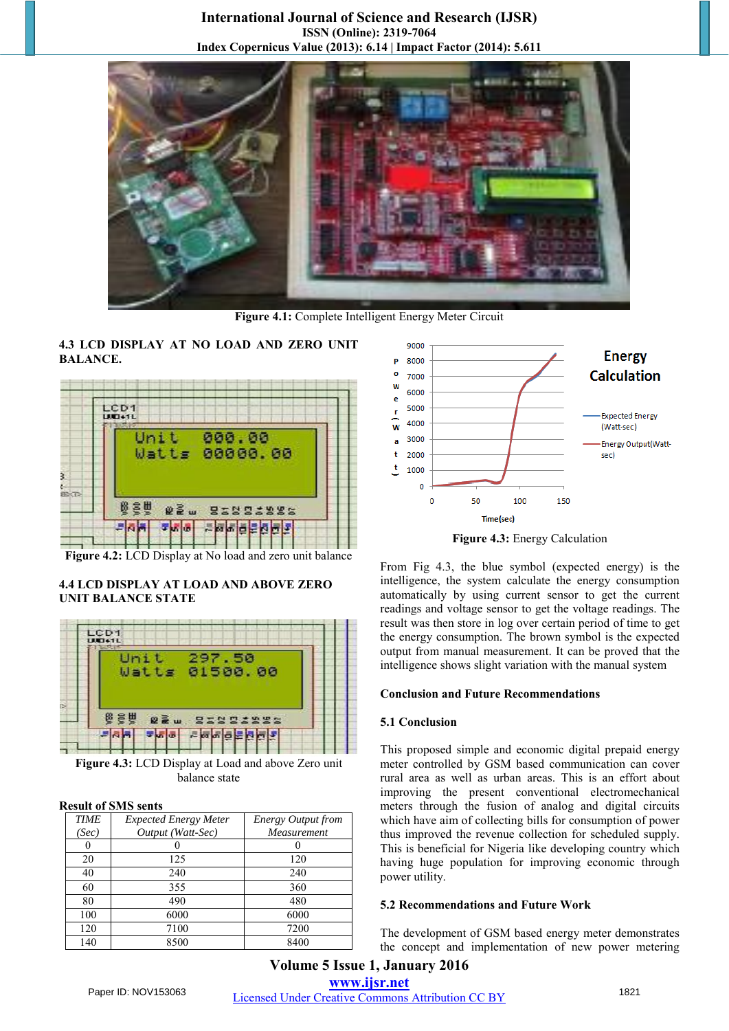Figure 4.1: Complete Intelligent Energy Meter Circuit

### 4.3 LCD DISPLAY AT NO LOAD AND ZERO UNIT BALANCE.

Figure 4.2: LCD Display at No load and zero unit balance

### 4.4 LCD DISPLAY AT LOAD AND ABOVE ZERO UNIT BALANCE STATE

Figure 4.3: LCD Display at Load and above Zero unit balance state

**Result of SMS sents**

| *TIME (Sec)* | *Expected Energy Meter Output (Watt-Sec)* | *Energy Output from Measurement* |
|---|---|---|
| 0 | 0 | 0 |
| 20 | 125 | 120 |
| 40 | 240 | 240 |
| 60 | 355 | 360 |
| 80 | 490 | 480 |
| 100 | 6000 | 6000 |
| 120 | 7100 | 7200 |
| 140 | 8500 | 8400 |

Figure 4.3: Energy Calculation

From Fig 4.3, the blue symbol (expected energy) is the intelligence, the system calculate the energy consumption automatically by using current sensor to get the current readings and voltage sensor to get the voltage readings. The result was then store in log over certain period of time to get the energy consumption. The brown symbol is the expected output from manual measurement. It can be proved that the intelligence shows slight variation with the manual system

## Conclusion and Future Recommendations

### 5.1 Conclusion

This proposed simple and economic digital prepaid energy meter controlled by GSM based communication can cover rural area as well as urban areas. This is an effort about improving the present conventional electromechanical meters through the fusion of analog and digital circuits which have aim of collecting bills for consumption of power thus improved the revenue collection for scheduled supply. This is beneficial for Nigeria like developing country which having huge population for improving economic through power utility.

### 5.2 Recommendations and Future Work

The development of GSM based energy meter demonstrates the concept and implementation of new power metering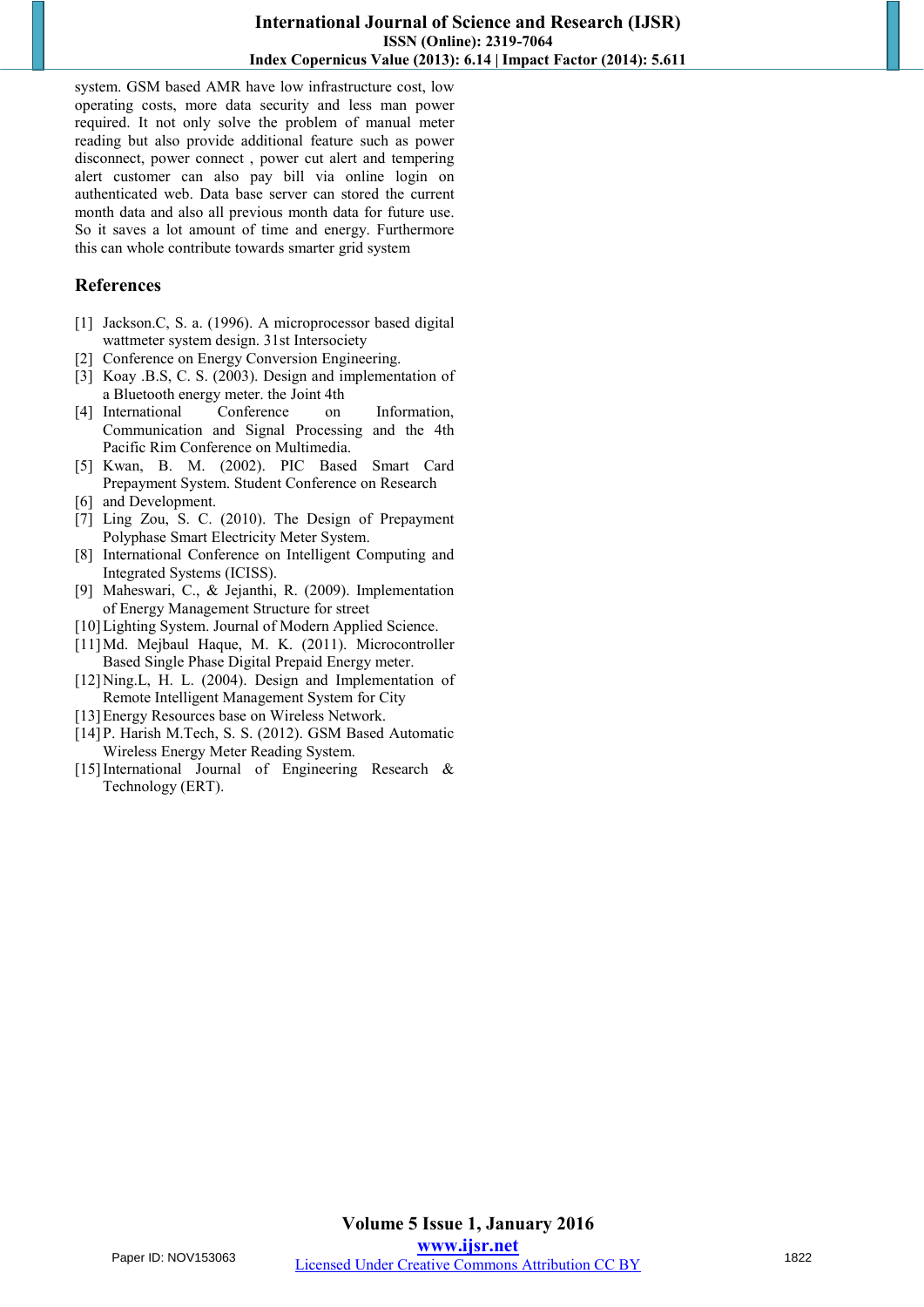system. GSM based AMR have low infrastructure cost, low operating costs, more data security and less man power required. It not only solve the problem of manual meter reading but also provide additional feature such as power disconnect, power connect , power cut alert and tempering alert customer can also pay bill via online login on authenticated web. Data base server can stored the current month data and also all previous month data for future use. So it saves a lot amount of time and energy. Furthermore this can whole contribute towards smarter grid system

## References

[1] Jackson.C, S. a. (1996). A microprocessor based digital wattmeter system design. 31st Intersociety

[2] Conference on Energy Conversion Engineering.

[3] Koay .B.S, C. S. (2003). Design and implementation of a Bluetooth energy meter. the Joint 4th

[4] International Conference on Information, Communication and Signal Processing and the 4th Pacific Rim Conference on Multimedia.

[5] Kwan, B. M. (2002). PIC Based Smart Card Prepayment System. Student Conference on Research

[6] and Development.

[7] Ling Zou, S. C. (2010). The Design of Prepayment Polyphase Smart Electricity Meter System.

[8] International Conference on Intelligent Computing and Integrated Systems (ICISS).

[9] Maheswari, C., & Jejanthi, R. (2009). Implementation of Energy Management Structure for street

[10] Lighting System. Journal of Modern Applied Science.

[11] Md. Mejbaul Haque, M. K. (2011). Microcontroller Based Single Phase Digital Prepaid Energy meter.

[12] Ning.L, H. L. (2004). Design and Implementation of Remote Intelligent Management System for City

[13] Energy Resources base on Wireless Network.

[14] P. Harish M.Tech, S. S. (2012). GSM Based Automatic Wireless Energy Meter Reading System.

[15] International Journal of Engineering Research & Technology (ERT).